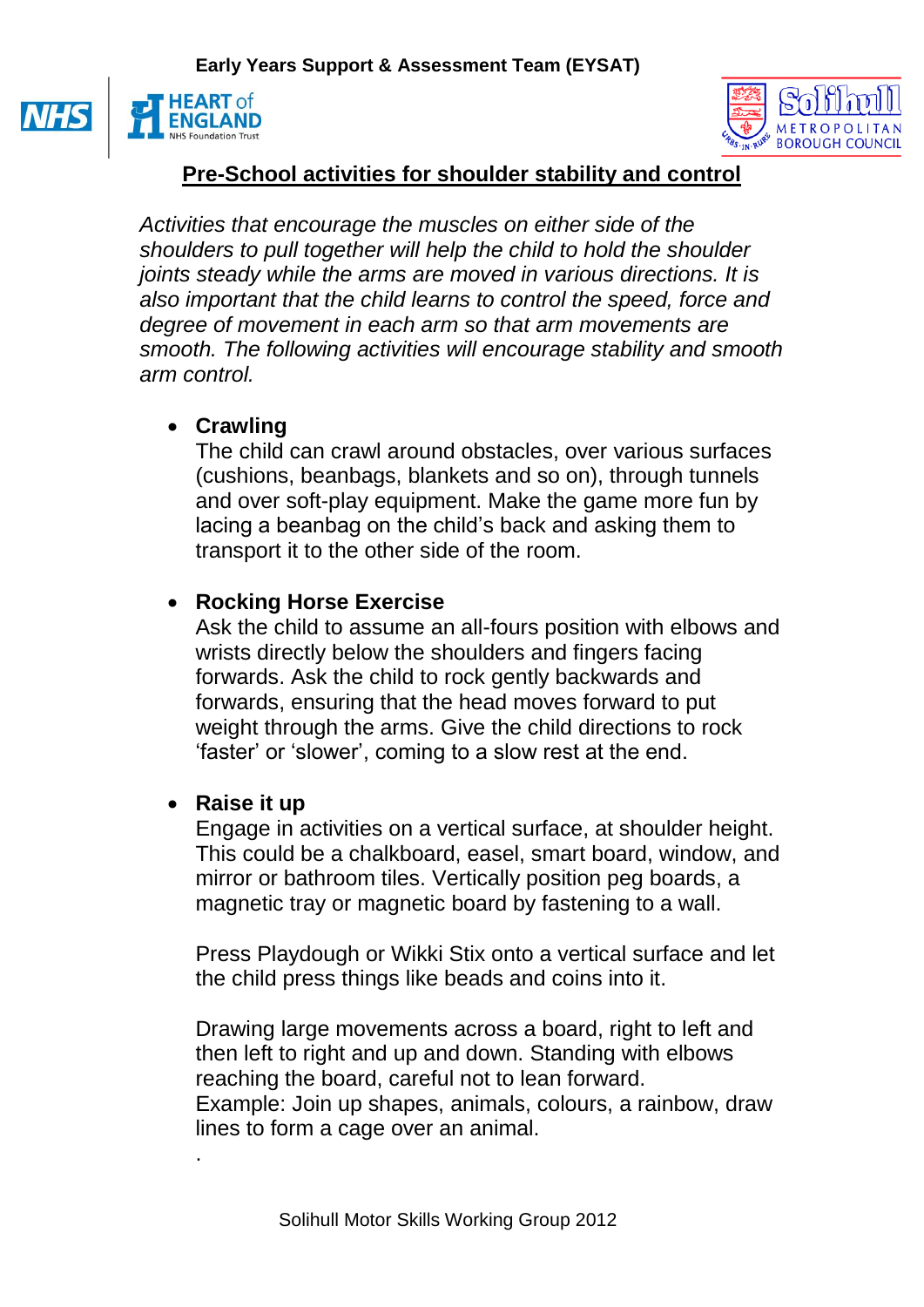Early Years Support & Assessment Team (EYSAT)

# Pre-School activities for shoulder stability and control

*Activities that encourage the muscles on either side of the shoulders to pull together will help the child to hold the shoulder joints steady while the arms are moved in various directions. It is also important that the child learns to control the speed, force and degree of movement in each arm so that arm movements are smooth. The following activities will encourage stability and smooth arm control.*

- **Crawling**
  The child can crawl around obstacles, over various surfaces (cushions, beanbags, blankets and so on), through tunnels and over soft-play equipment. Make the game more fun by lacing a beanbag on the child's back and asking them to transport it to the other side of the room.

- **Rocking Horse Exercise**
  Ask the child to assume an all-fours position with elbows and wrists directly below the shoulders and fingers facing forwards. Ask the child to rock gently backwards and forwards, ensuring that the head moves forward to put weight through the arms. Give the child directions to rock 'faster' or 'slower', coming to a slow rest at the end.

- **Raise it up**
  Engage in activities on a vertical surface, at shoulder height. This could be a chalkboard, easel, smart board, window, and mirror or bathroom tiles. Vertically position peg boards, a magnetic tray or magnetic board by fastening to a wall.

  Press Playdough or Wikki Stix onto a vertical surface and let the child press things like beads and coins into it.

  Drawing large movements across a board, right to left and then left to right and up and down. Standing with elbows reaching the board, careful not to lean forward.
  Example: Join up shapes, animals, colours, a rainbow, draw lines to form a cage over an animal.

  .

Solihull Motor Skills Working Group 2012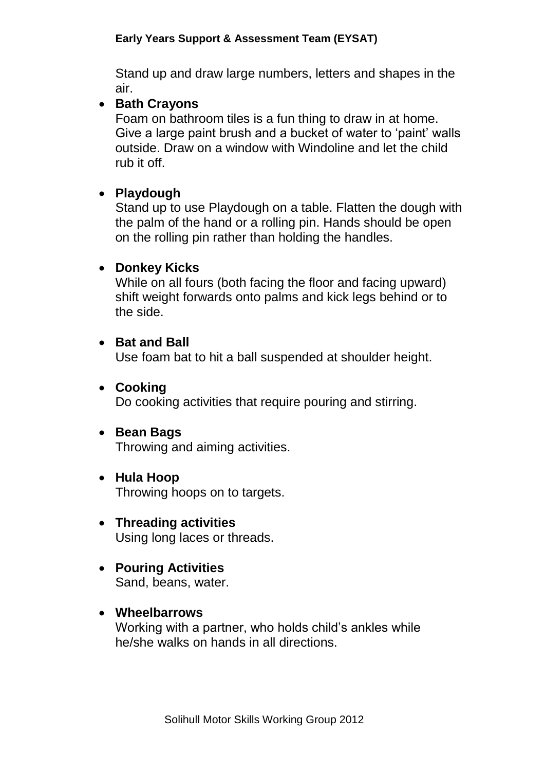Stand up and draw large numbers, letters and shapes in the air.

- **Bath Crayons**
  Foam on bathroom tiles is a fun thing to draw in at home. Give a large paint brush and a bucket of water to 'paint' walls outside. Draw on a window with Windoline and let the child rub it off.

- **Playdough**
  Stand up to use Playdough on a table. Flatten the dough with the palm of the hand or a rolling pin. Hands should be open on the rolling pin rather than holding the handles.

- **Donkey Kicks**
  While on all fours (both facing the floor and facing upward) shift weight forwards onto palms and kick legs behind or to the side.

- **Bat and Ball**
  Use foam bat to hit a ball suspended at shoulder height.

- **Cooking**
  Do cooking activities that require pouring and stirring.

- **Bean Bags**
  Throwing and aiming activities.

- **Hula Hoop**
  Throwing hoops on to targets.

- **Threading activities**
  Using long laces or threads.

- **Pouring Activities**
  Sand, beans, water.

- **Wheelbarrows**
  Working with a partner, who holds child's ankles while he/she walks on hands in all directions.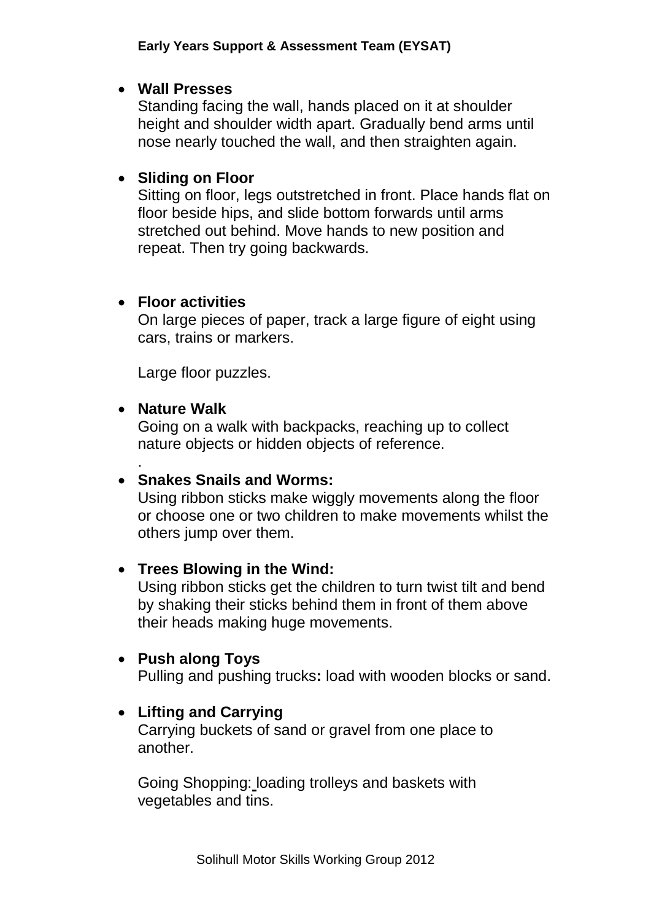- **Wall Presses**
  Standing facing the wall, hands placed on it at shoulder height and shoulder width apart. Gradually bend arms until nose nearly touched the wall, and then straighten again.

- **Sliding on Floor**
  Sitting on floor, legs outstretched in front. Place hands flat on floor beside hips, and slide bottom forwards until arms stretched out behind. Move hands to new position and repeat. Then try going backwards.

- **Floor activities**
  On large pieces of paper, track a large figure of eight using cars, trains or markers.

  Large floor puzzles.

- **Nature Walk**
  Going on a walk with backpacks, reaching up to collect nature objects or hidden objects of reference.
  .

- **Snakes Snails and Worms:**
  Using ribbon sticks make wiggly movements along the floor or choose one or two children to make movements whilst the others jump over them.

- **Trees Blowing in the Wind:**
  Using ribbon sticks get the children to turn twist tilt and bend by shaking their sticks behind them in front of them above their heads making huge movements.

- **Push along Toys**
  Pulling and pushing trucks**:** load with wooden blocks or sand.

- **Lifting and Carrying**
  Carrying buckets of sand or gravel from one place to another.

  Going Shopping: loading trolleys and baskets with vegetables and tins.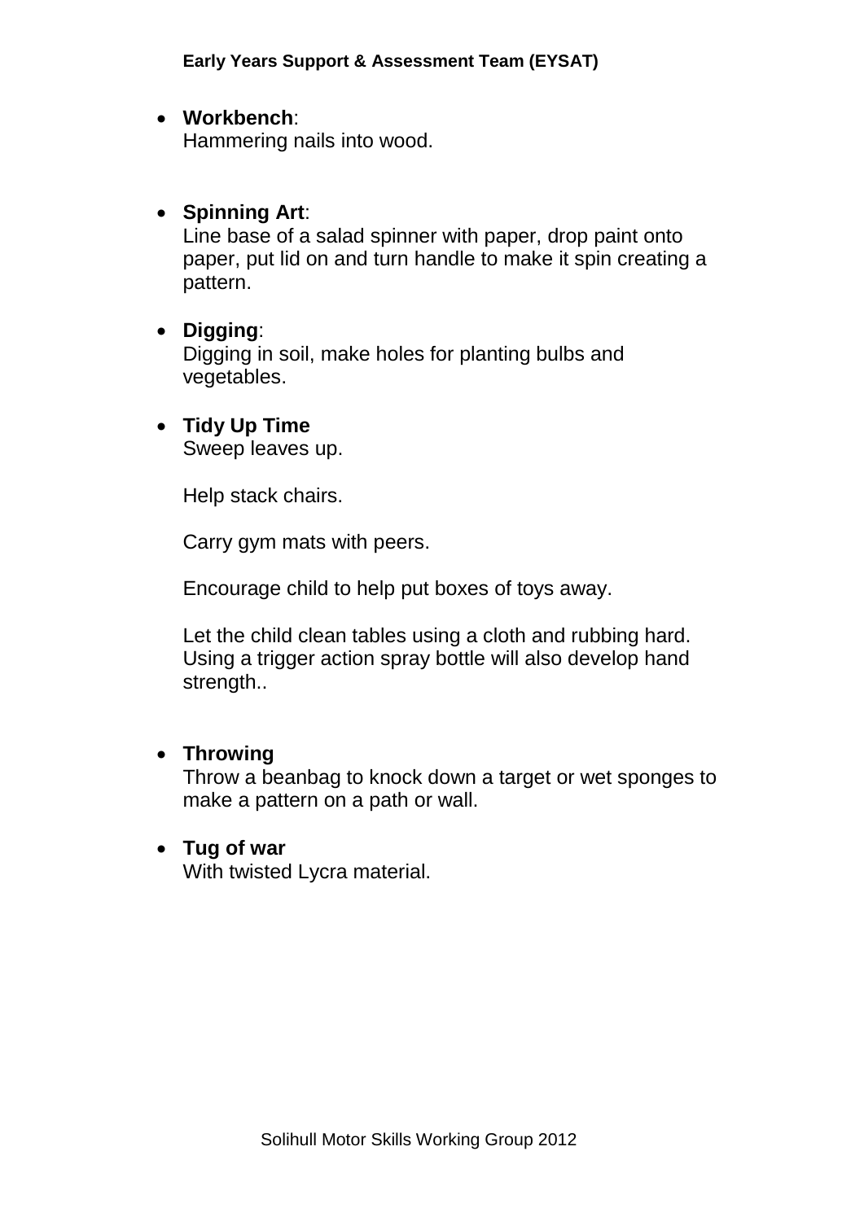- **Workbench**:
  Hammering nails into wood.

- **Spinning Art**:
  Line base of a salad spinner with paper, drop paint onto paper, put lid on and turn handle to make it spin creating a pattern.

- **Digging**:
  Digging in soil, make holes for planting bulbs and vegetables.

- **Tidy Up Time**
  Sweep leaves up.

  Help stack chairs.

  Carry gym mats with peers.

  Encourage child to help put boxes of toys away.

  Let the child clean tables using a cloth and rubbing hard. Using a trigger action spray bottle will also develop hand strength..

- **Throwing**
  Throw a beanbag to knock down a target or wet sponges to make a pattern on a path or wall.

- **Tug of war**
  With twisted Lycra material.